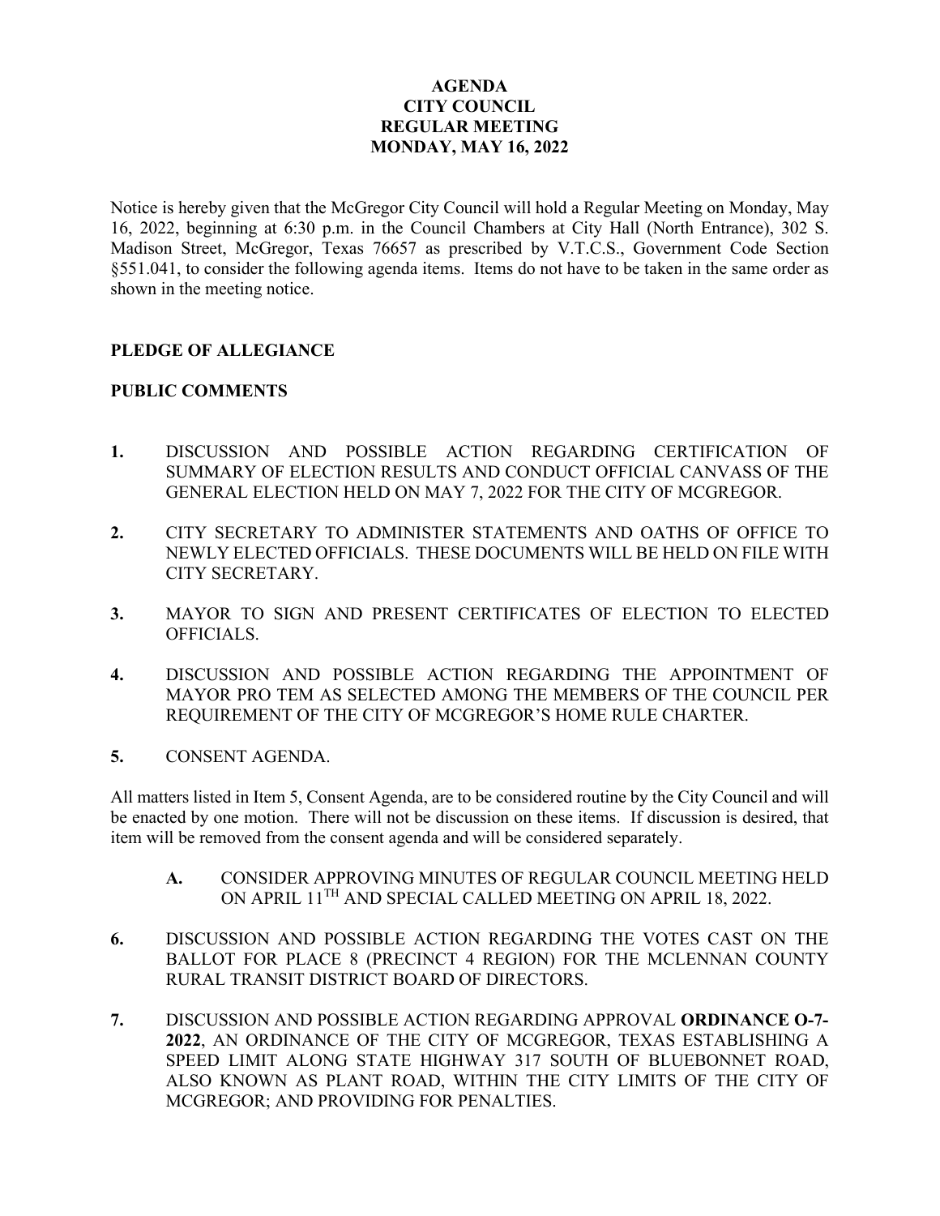# AGENDA
# CITY COUNCIL
# REGULAR MEETING
# MONDAY, MAY 16, 2022

Notice is hereby given that the McGregor City Council will hold a Regular Meeting on Monday, May 16, 2022, beginning at 6:30 p.m. in the Council Chambers at City Hall (North Entrance), 302 S. Madison Street, McGregor, Texas 76657 as prescribed by V.T.C.S., Government Code Section §551.041, to consider the following agenda items. Items do not have to be taken in the same order as shown in the meeting notice.

**PLEDGE OF ALLEGIANCE**

**PUBLIC COMMENTS**

**1.** DISCUSSION AND POSSIBLE ACTION REGARDING CERTIFICATION OF SUMMARY OF ELECTION RESULTS AND CONDUCT OFFICIAL CANVASS OF THE GENERAL ELECTION HELD ON MAY 7, 2022 FOR THE CITY OF MCGREGOR.

**2.** CITY SECRETARY TO ADMINISTER STATEMENTS AND OATHS OF OFFICE TO NEWLY ELECTED OFFICIALS. THESE DOCUMENTS WILL BE HELD ON FILE WITH CITY SECRETARY.

**3.** MAYOR TO SIGN AND PRESENT CERTIFICATES OF ELECTION TO ELECTED OFFICIALS.

**4.** DISCUSSION AND POSSIBLE ACTION REGARDING THE APPOINTMENT OF MAYOR PRO TEM AS SELECTED AMONG THE MEMBERS OF THE COUNCIL PER REQUIREMENT OF THE CITY OF MCGREGOR'S HOME RULE CHARTER.

**5.** CONSENT AGENDA.

All matters listed in Item 5, Consent Agenda, are to be considered routine by the City Council and will be enacted by one motion. There will not be discussion on these items. If discussion is desired, that item will be removed from the consent agenda and will be considered separately.

- **A.** CONSIDER APPROVING MINUTES OF REGULAR COUNCIL MEETING HELD ON APRIL 11TH AND SPECIAL CALLED MEETING ON APRIL 18, 2022.

**6.** DISCUSSION AND POSSIBLE ACTION REGARDING THE VOTES CAST ON THE BALLOT FOR PLACE 8 (PRECINCT 4 REGION) FOR THE MCLENNAN COUNTY RURAL TRANSIT DISTRICT BOARD OF DIRECTORS.

**7.** DISCUSSION AND POSSIBLE ACTION REGARDING APPROVAL **ORDINANCE O-7-2022**, AN ORDINANCE OF THE CITY OF MCGREGOR, TEXAS ESTABLISHING A SPEED LIMIT ALONG STATE HIGHWAY 317 SOUTH OF BLUEBONNET ROAD, ALSO KNOWN AS PLANT ROAD, WITHIN THE CITY LIMITS OF THE CITY OF MCGREGOR; AND PROVIDING FOR PENALTIES.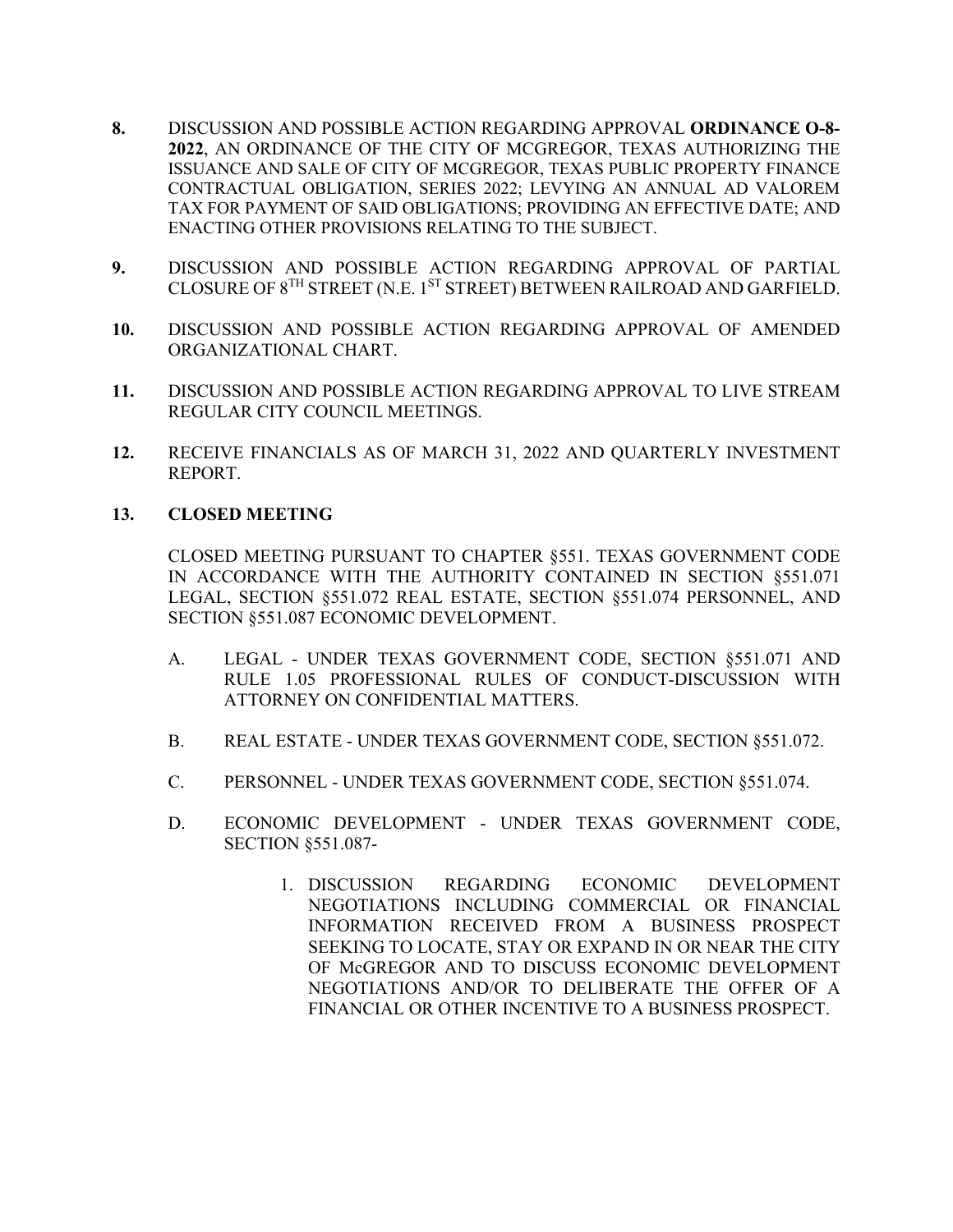**8.** DISCUSSION AND POSSIBLE ACTION REGARDING APPROVAL **ORDINANCE O-8-2022**, AN ORDINANCE OF THE CITY OF MCGREGOR, TEXAS AUTHORIZING THE ISSUANCE AND SALE OF CITY OF MCGREGOR, TEXAS PUBLIC PROPERTY FINANCE CONTRACTUAL OBLIGATION, SERIES 2022; LEVYING AN ANNUAL AD VALOREM TAX FOR PAYMENT OF SAID OBLIGATIONS; PROVIDING AN EFFECTIVE DATE; AND ENACTING OTHER PROVISIONS RELATING TO THE SUBJECT.

**9.** DISCUSSION AND POSSIBLE ACTION REGARDING APPROVAL OF PARTIAL CLOSURE OF 8TH STREET (N.E. 1ST STREET) BETWEEN RAILROAD AND GARFIELD.

**10.** DISCUSSION AND POSSIBLE ACTION REGARDING APPROVAL OF AMENDED ORGANIZATIONAL CHART.

**11.** DISCUSSION AND POSSIBLE ACTION REGARDING APPROVAL TO LIVE STREAM REGULAR CITY COUNCIL MEETINGS.

**12.** RECEIVE FINANCIALS AS OF MARCH 31, 2022 AND QUARTERLY INVESTMENT REPORT.

**13. CLOSED MEETING**

CLOSED MEETING PURSUANT TO CHAPTER §551. TEXAS GOVERNMENT CODE IN ACCORDANCE WITH THE AUTHORITY CONTAINED IN SECTION §551.071 LEGAL, SECTION §551.072 REAL ESTATE, SECTION §551.074 PERSONNEL, AND SECTION §551.087 ECONOMIC DEVELOPMENT.

A. LEGAL - UNDER TEXAS GOVERNMENT CODE, SECTION §551.071 AND RULE 1.05 PROFESSIONAL RULES OF CONDUCT-DISCUSSION WITH ATTORNEY ON CONFIDENTIAL MATTERS.

B. REAL ESTATE - UNDER TEXAS GOVERNMENT CODE, SECTION §551.072.

C. PERSONNEL - UNDER TEXAS GOVERNMENT CODE, SECTION §551.074.

D. ECONOMIC DEVELOPMENT - UNDER TEXAS GOVERNMENT CODE, SECTION §551.087-

1. DISCUSSION REGARDING ECONOMIC DEVELOPMENT NEGOTIATIONS INCLUDING COMMERCIAL OR FINANCIAL INFORMATION RECEIVED FROM A BUSINESS PROSPECT SEEKING TO LOCATE, STAY OR EXPAND IN OR NEAR THE CITY OF McGREGOR AND TO DISCUSS ECONOMIC DEVELOPMENT NEGOTIATIONS AND/OR TO DELIBERATE THE OFFER OF A FINANCIAL OR OTHER INCENTIVE TO A BUSINESS PROSPECT.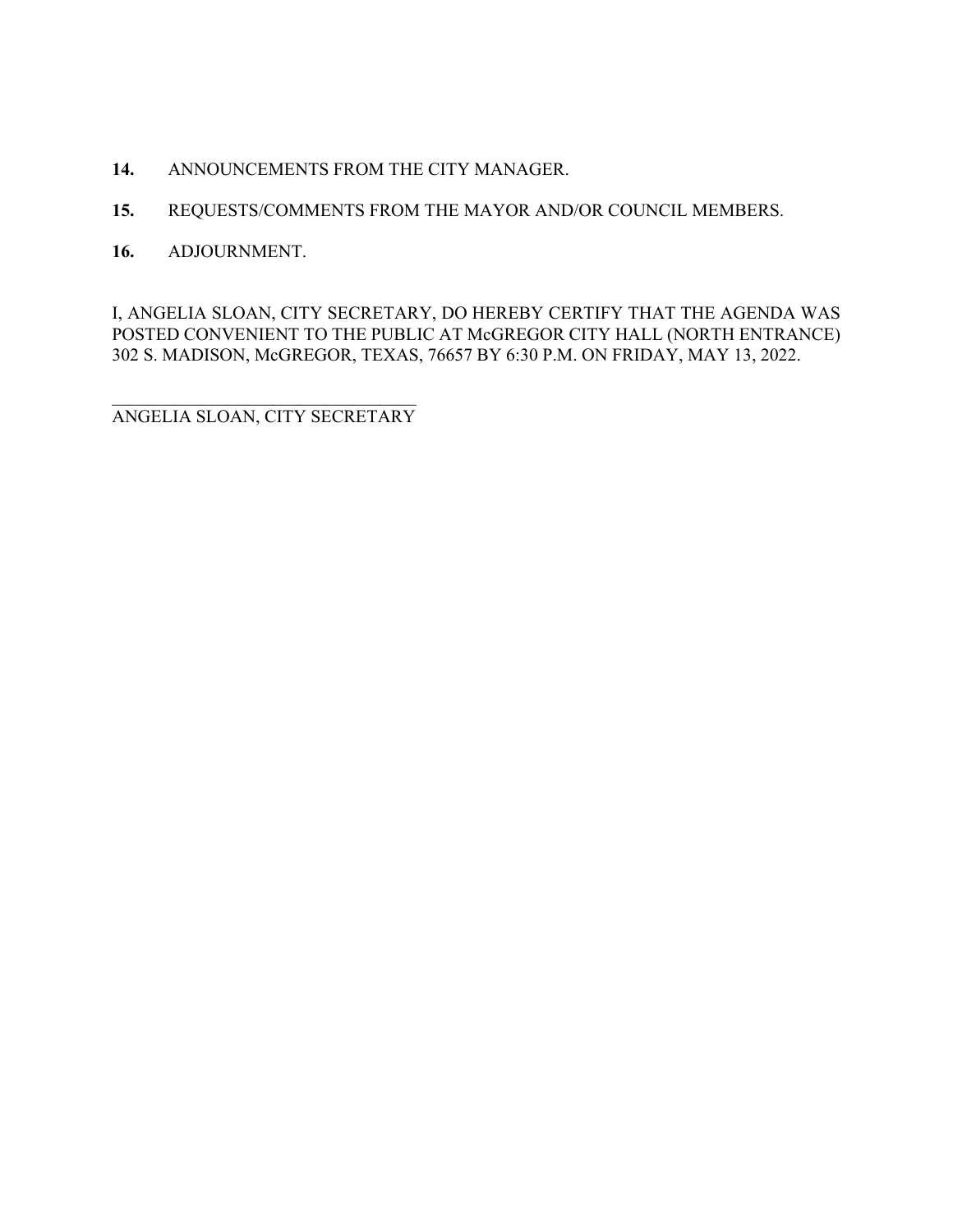**14.** ANNOUNCEMENTS FROM THE CITY MANAGER.

**15.** REQUESTS/COMMENTS FROM THE MAYOR AND/OR COUNCIL MEMBERS.

**16.** ADJOURNMENT.

I, ANGELIA SLOAN, CITY SECRETARY, DO HEREBY CERTIFY THAT THE AGENDA WAS POSTED CONVENIENT TO THE PUBLIC AT McGREGOR CITY HALL (NORTH ENTRANCE) 302 S. MADISON, McGREGOR, TEXAS, 76657 BY 6:30 P.M. ON FRIDAY, MAY 13, 2022.

\_\_\_\_\_\_\_\_\_\_\_\_\_\_\_\_\_\_\_\_\_\_\_\_\_\_\_\_\_\_\_\_\_\_\_\_

ANGELIA SLOAN, CITY SECRETARY